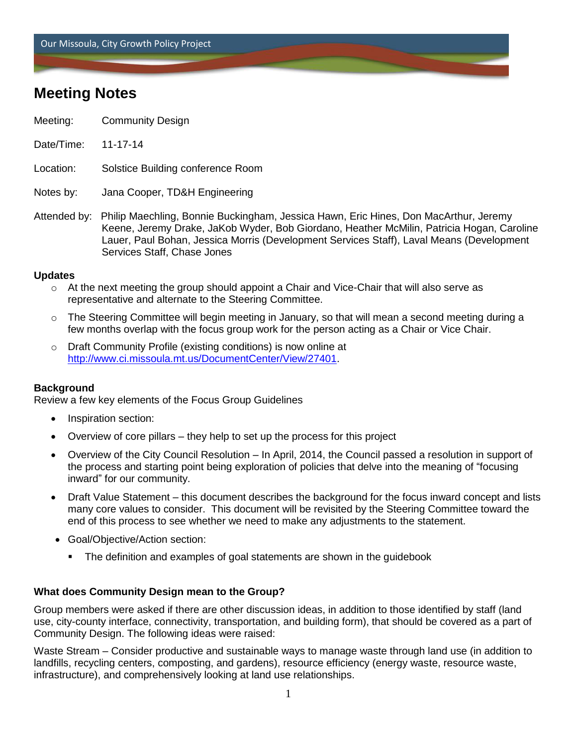# Meeting Notes

Meeting: Community Design

Date/Time: 11-17-14

Location: Solstice Building conference Room

Notes by: Jana Cooper, TD&H Engineering

Attended by: Philip Maechling, Bonnie Buckingham, Jessica Hawn, Eric Hines, Don MacArthur, Jeremy Keene, Jeremy Drake, JaKob Wyder, Bob Giordano, Heather McMilin, Patricia Hogan, Caroline Lauer, Paul Bohan, Jessica Morris (Development Services Staff), Laval Means (Development Services Staff, Chase Jones

### Updates

- At the next meeting the group should appoint a Chair and Vice-Chair that will also serve as representative and alternate to the Steering Committee.
- The Steering Committee will begin meeting in January, so that will mean a second meeting during a few months overlap with the focus group work for the person acting as a Chair or Vice Chair.
- Draft Community Profile (existing conditions) is now online at http://www.ci.missoula.mt.us/DocumentCenter/View/27401.

### Background

Review a few key elements of the Focus Group Guidelines

- Inspiration section:
- Overview of core pillars – they help to set up the process for this project
- Overview of the City Council Resolution – In April, 2014, the Council passed a resolution in support of the process and starting point being exploration of policies that delve into the meaning of "focusing inward" for our community.
- Draft Value Statement – this document describes the background for the focus inward concept and lists many core values to consider. This document will be revisited by the Steering Committee toward the end of this process to see whether we need to make any adjustments to the statement.
- Goal/Objective/Action section:
  - The definition and examples of goal statements are shown in the guidebook

### What does Community Design mean to the Group?

Group members were asked if there are other discussion ideas, in addition to those identified by staff (land use, city-county interface, connectivity, transportation, and building form), that should be covered as a part of Community Design. The following ideas were raised:

Waste Stream – Consider productive and sustainable ways to manage waste through land use (in addition to landfills, recycling centers, composting, and gardens), resource efficiency (energy waste, resource waste, infrastructure), and comprehensively looking at land use relationships.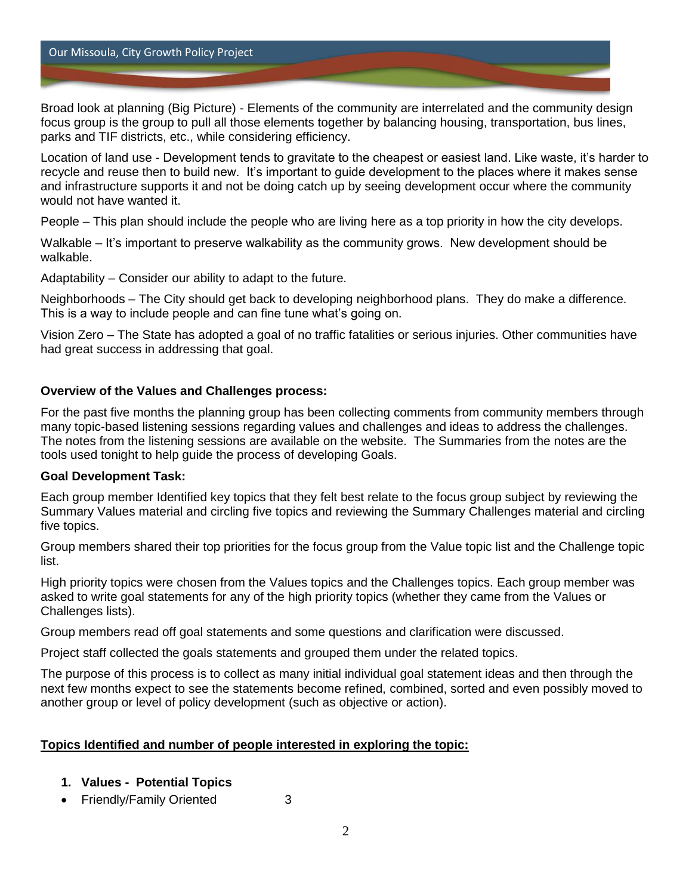Broad look at planning (Big Picture) - Elements of the community are interrelated and the community design focus group is the group to pull all those elements together by balancing housing, transportation, bus lines, parks and TIF districts, etc., while considering efficiency.

Location of land use - Development tends to gravitate to the cheapest or easiest land. Like waste, it's harder to recycle and reuse then to build new. It's important to guide development to the places where it makes sense and infrastructure supports it and not be doing catch up by seeing development occur where the community would not have wanted it.

People – This plan should include the people who are living here as a top priority in how the city develops.

Walkable – It's important to preserve walkability as the community grows. New development should be walkable.

Adaptability – Consider our ability to adapt to the future.

Neighborhoods – The City should get back to developing neighborhood plans. They do make a difference. This is a way to include people and can fine tune what's going on.

Vision Zero – The State has adopted a goal of no traffic fatalities or serious injuries. Other communities have had great success in addressing that goal.

**Overview of the Values and Challenges process:**

For the past five months the planning group has been collecting comments from community members through many topic-based listening sessions regarding values and challenges and ideas to address the challenges. The notes from the listening sessions are available on the website. The Summaries from the notes are the tools used tonight to help guide the process of developing Goals.

**Goal Development Task:**

Each group member Identified key topics that they felt best relate to the focus group subject by reviewing the Summary Values material and circling five topics and reviewing the Summary Challenges material and circling five topics.

Group members shared their top priorities for the focus group from the Value topic list and the Challenge topic list.

High priority topics were chosen from the Values topics and the Challenges topics. Each group member was asked to write goal statements for any of the high priority topics (whether they came from the Values or Challenges lists).

Group members read off goal statements and some questions and clarification were discussed.

Project staff collected the goals statements and grouped them under the related topics.

The purpose of this process is to collect as many initial individual goal statement ideas and then through the next few months expect to see the statements become refined, combined, sorted and even possibly moved to another group or level of policy development (such as objective or action).

<u>**Topics Identified and number of people interested in exploring the topic:**</u>

1. **Values - Potential Topics**

- Friendly/Family Oriented 3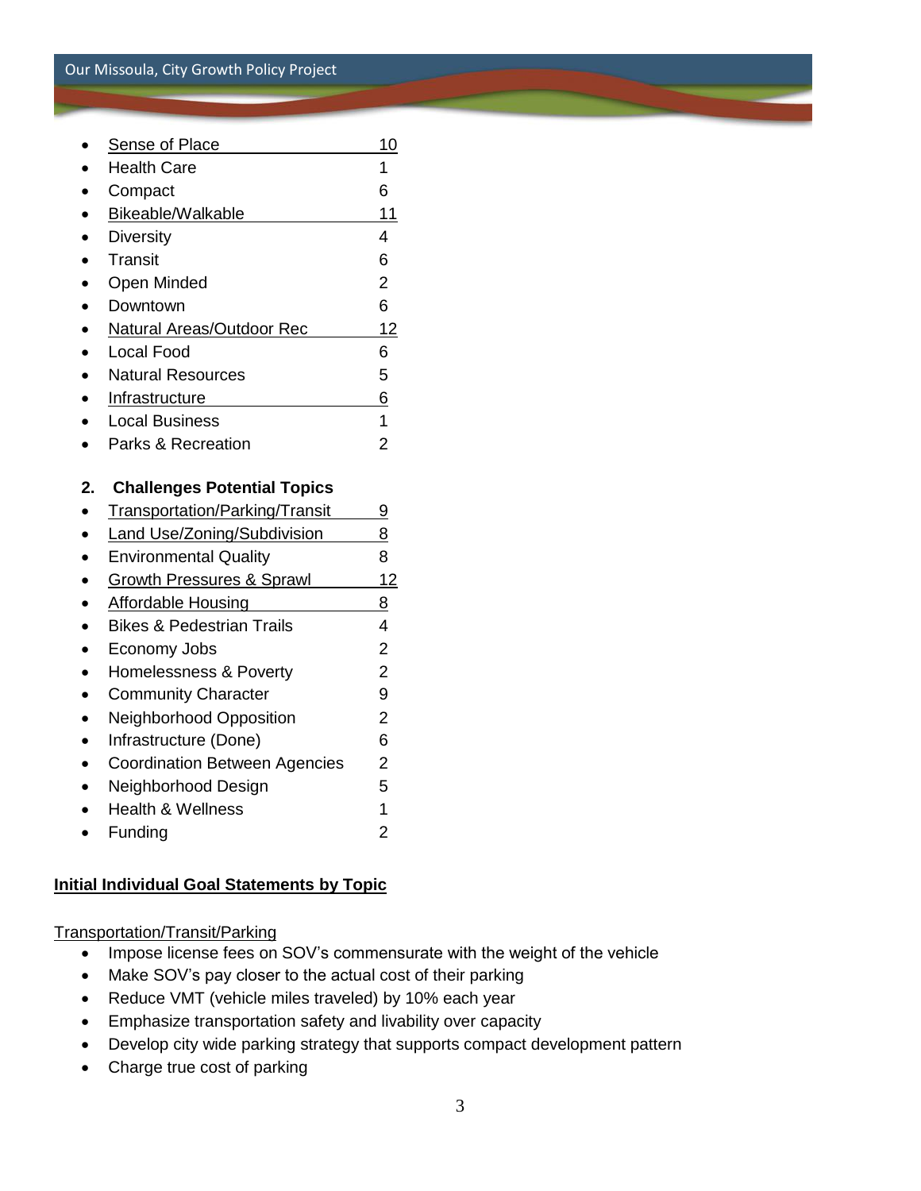- <u>Sense of Place 10</u>
- Health Care 1
- Compact 6
- <u>Bikeable/Walkable 11</u>
- Diversity 4
- Transit 6
- Open Minded 2
- Downtown 6
- <u>Natural Areas/Outdoor Rec 12</u>
- Local Food 6
- Natural Resources 5
- <u>Infrastructure 6</u>
- Local Business 1
- Parks & Recreation 2

**2. Challenges Potential Topics**

- <u>Transportation/Parking/Transit 9</u>
- <u>Land Use/Zoning/Subdivision 8</u>
- Environmental Quality 8
- <u>Growth Pressures & Sprawl 12</u>
- <u>Affordable Housing 8</u>
- Bikes & Pedestrian Trails 4
- Economy Jobs 2
- Homelessness & Poverty 2
- Community Character 9
- Neighborhood Opposition 2
- Infrastructure (Done) 6
- Coordination Between Agencies 2
- Neighborhood Design 5
- Health & Wellness 1
- Funding 2

## <u>Initial Individual Goal Statements by Topic</u>

<u>Transportation/Transit/Parking</u>

- Impose license fees on SOV's commensurate with the weight of the vehicle
- Make SOV's pay closer to the actual cost of their parking
- Reduce VMT (vehicle miles traveled) by 10% each year
- Emphasize transportation safety and livability over capacity
- Develop city wide parking strategy that supports compact development pattern
- Charge true cost of parking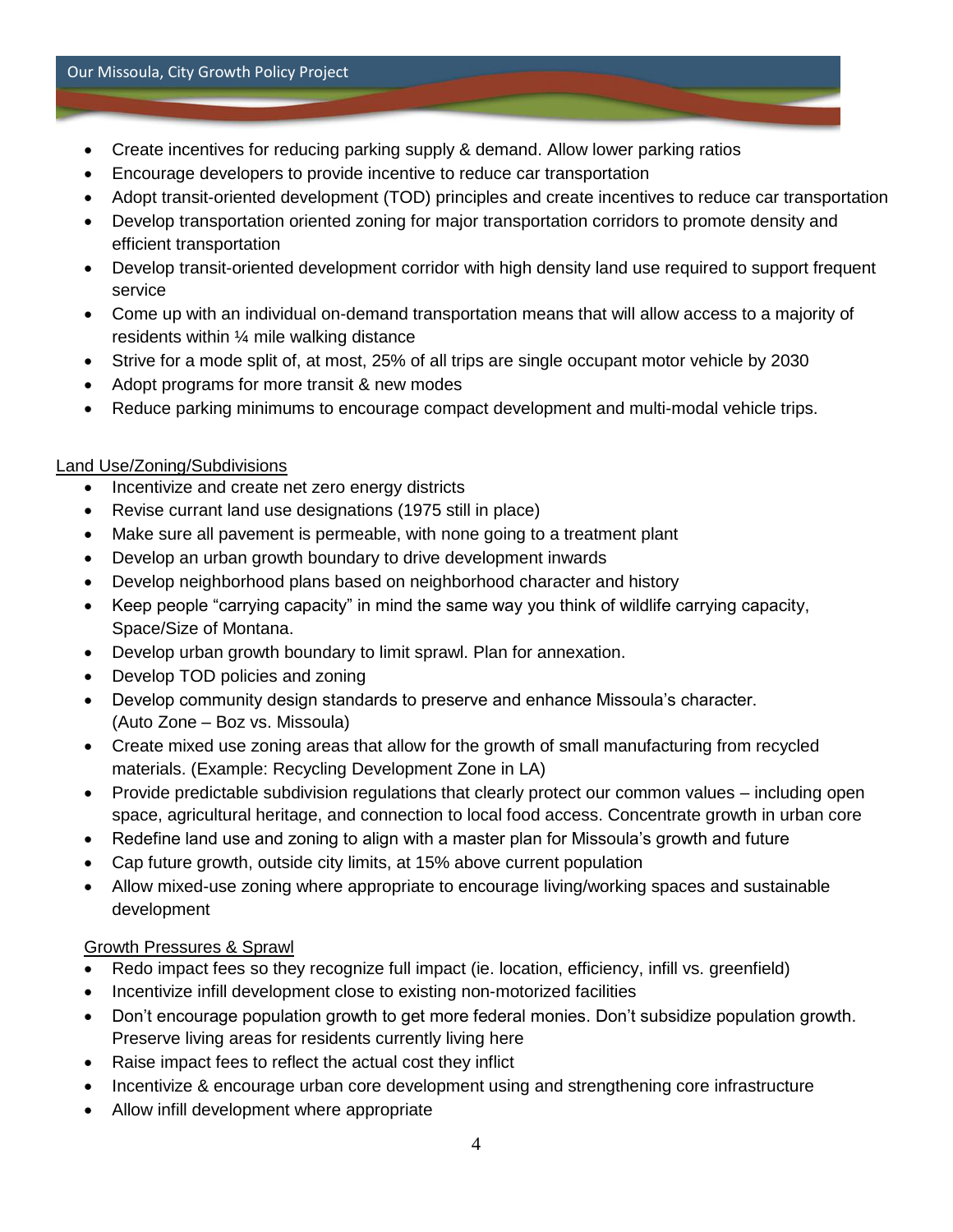- Create incentives for reducing parking supply & demand. Allow lower parking ratios
- Encourage developers to provide incentive to reduce car transportation
- Adopt transit-oriented development (TOD) principles and create incentives to reduce car transportation
- Develop transportation oriented zoning for major transportation corridors to promote density and efficient transportation
- Develop transit-oriented development corridor with high density land use required to support frequent service
- Come up with an individual on-demand transportation means that will allow access to a majority of residents within ¼ mile walking distance
- Strive for a mode split of, at most, 25% of all trips are single occupant motor vehicle by 2030
- Adopt programs for more transit & new modes
- Reduce parking minimums to encourage compact development and multi-modal vehicle trips.

<u>Land Use/Zoning/Subdivisions</u>

- Incentivize and create net zero energy districts
- Revise currant land use designations (1975 still in place)
- Make sure all pavement is permeable, with none going to a treatment plant
- Develop an urban growth boundary to drive development inwards
- Develop neighborhood plans based on neighborhood character and history
- Keep people "carrying capacity" in mind the same way you think of wildlife carrying capacity, Space/Size of Montana.
- Develop urban growth boundary to limit sprawl. Plan for annexation.
- Develop TOD policies and zoning
- Develop community design standards to preserve and enhance Missoula's character. (Auto Zone – Boz vs. Missoula)
- Create mixed use zoning areas that allow for the growth of small manufacturing from recycled materials. (Example: Recycling Development Zone in LA)
- Provide predictable subdivision regulations that clearly protect our common values – including open space, agricultural heritage, and connection to local food access. Concentrate growth in urban core
- Redefine land use and zoning to align with a master plan for Missoula's growth and future
- Cap future growth, outside city limits, at 15% above current population
- Allow mixed-use zoning where appropriate to encourage living/working spaces and sustainable development

<u>Growth Pressures & Sprawl</u>

- Redo impact fees so they recognize full impact (ie. location, efficiency, infill vs. greenfield)
- Incentivize infill development close to existing non-motorized facilities
- Don't encourage population growth to get more federal monies. Don't subsidize population growth. Preserve living areas for residents currently living here
- Raise impact fees to reflect the actual cost they inflict
- Incentivize & encourage urban core development using and strengthening core infrastructure
- Allow infill development where appropriate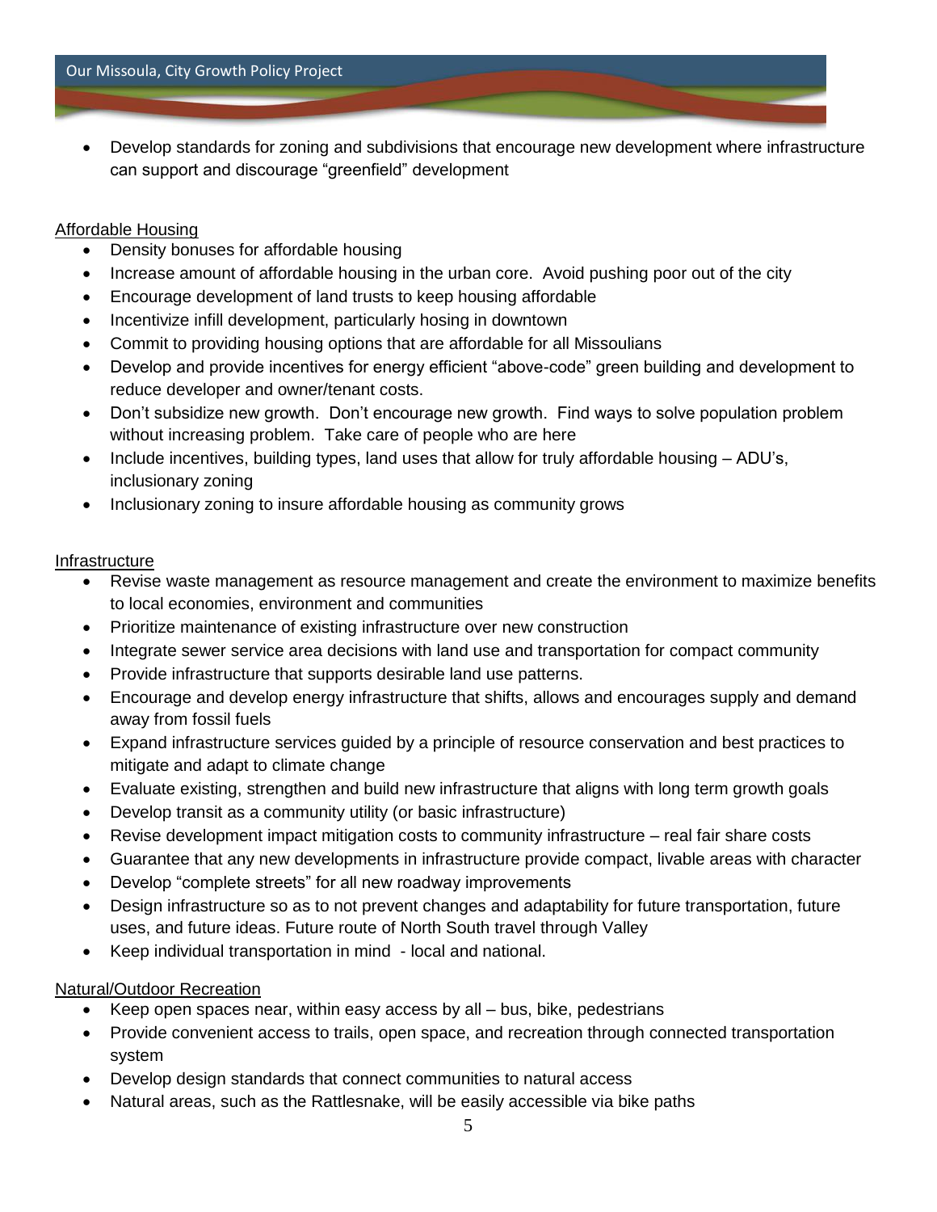- Develop standards for zoning and subdivisions that encourage new development where infrastructure can support and discourage "greenfield" development

Affordable Housing

- Density bonuses for affordable housing
- Increase amount of affordable housing in the urban core. Avoid pushing poor out of the city
- Encourage development of land trusts to keep housing affordable
- Incentivize infill development, particularly hosing in downtown
- Commit to providing housing options that are affordable for all Missoulians
- Develop and provide incentives for energy efficient "above-code" green building and development to reduce developer and owner/tenant costs.
- Don't subsidize new growth. Don't encourage new growth. Find ways to solve population problem without increasing problem. Take care of people who are here
- Include incentives, building types, land uses that allow for truly affordable housing – ADU's, inclusionary zoning
- Inclusionary zoning to insure affordable housing as community grows

Infrastructure

- Revise waste management as resource management and create the environment to maximize benefits to local economies, environment and communities
- Prioritize maintenance of existing infrastructure over new construction
- Integrate sewer service area decisions with land use and transportation for compact community
- Provide infrastructure that supports desirable land use patterns.
- Encourage and develop energy infrastructure that shifts, allows and encourages supply and demand away from fossil fuels
- Expand infrastructure services guided by a principle of resource conservation and best practices to mitigate and adapt to climate change
- Evaluate existing, strengthen and build new infrastructure that aligns with long term growth goals
- Develop transit as a community utility (or basic infrastructure)
- Revise development impact mitigation costs to community infrastructure – real fair share costs
- Guarantee that any new developments in infrastructure provide compact, livable areas with character
- Develop "complete streets" for all new roadway improvements
- Design infrastructure so as to not prevent changes and adaptability for future transportation, future uses, and future ideas. Future route of North South travel through Valley
- Keep individual transportation in mind - local and national.

Natural/Outdoor Recreation

- Keep open spaces near, within easy access by all – bus, bike, pedestrians
- Provide convenient access to trails, open space, and recreation through connected transportation system
- Develop design standards that connect communities to natural access
- Natural areas, such as the Rattlesnake, will be easily accessible via bike paths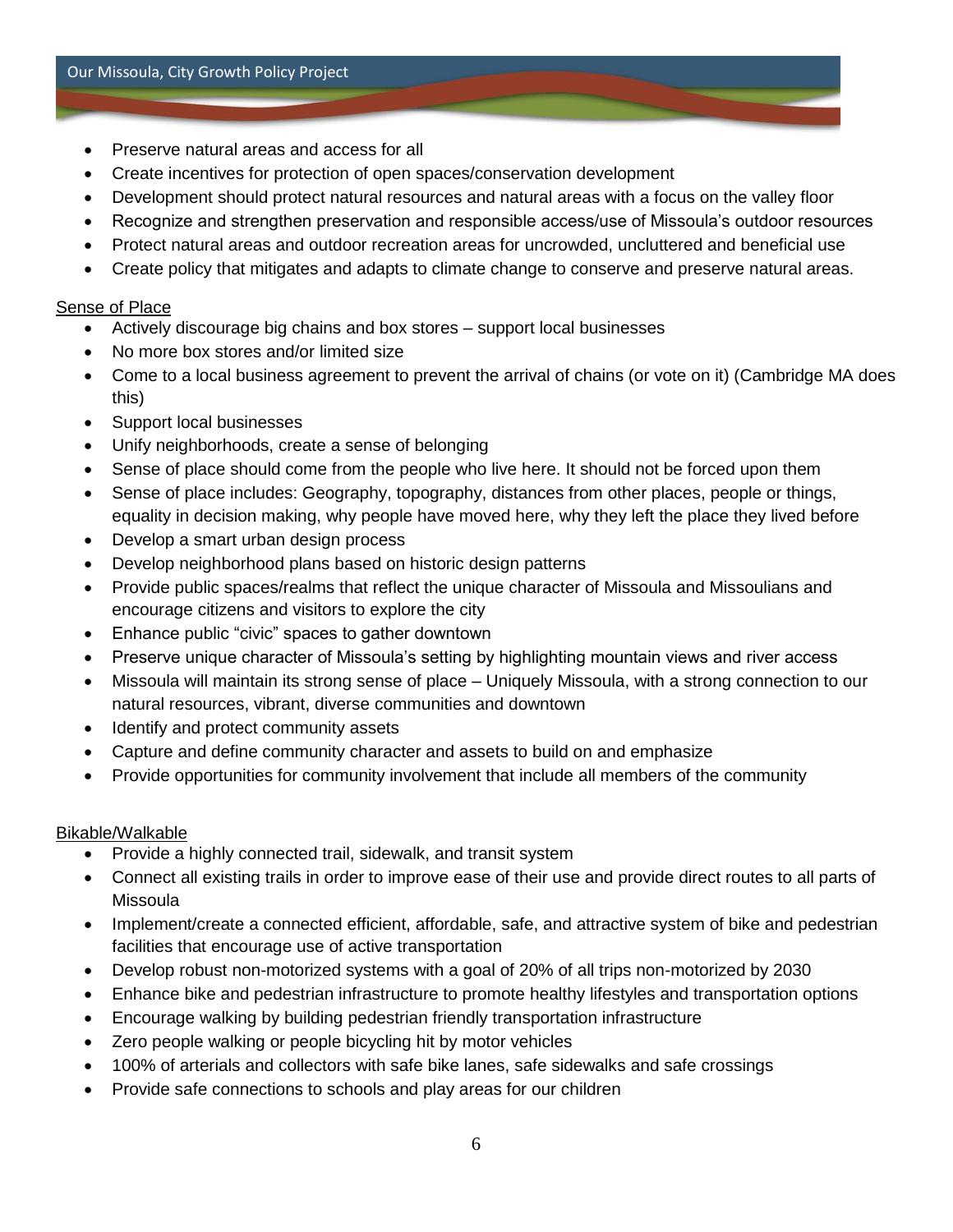- Preserve natural areas and access for all
- Create incentives for protection of open spaces/conservation development
- Development should protect natural resources and natural areas with a focus on the valley floor
- Recognize and strengthen preservation and responsible access/use of Missoula's outdoor resources
- Protect natural areas and outdoor recreation areas for uncrowded, uncluttered and beneficial use
- Create policy that mitigates and adapts to climate change to conserve and preserve natural areas.

Sense of Place

- Actively discourage big chains and box stores – support local businesses
- No more box stores and/or limited size
- Come to a local business agreement to prevent the arrival of chains (or vote on it) (Cambridge MA does this)
- Support local businesses
- Unify neighborhoods, create a sense of belonging
- Sense of place should come from the people who live here. It should not be forced upon them
- Sense of place includes: Geography, topography, distances from other places, people or things, equality in decision making, why people have moved here, why they left the place they lived before
- Develop a smart urban design process
- Develop neighborhood plans based on historic design patterns
- Provide public spaces/realms that reflect the unique character of Missoula and Missoulians and encourage citizens and visitors to explore the city
- Enhance public "civic" spaces to gather downtown
- Preserve unique character of Missoula's setting by highlighting mountain views and river access
- Missoula will maintain its strong sense of place – Uniquely Missoula, with a strong connection to our natural resources, vibrant, diverse communities and downtown
- Identify and protect community assets
- Capture and define community character and assets to build on and emphasize
- Provide opportunities for community involvement that include all members of the community

Bikable/Walkable

- Provide a highly connected trail, sidewalk, and transit system
- Connect all existing trails in order to improve ease of their use and provide direct routes to all parts of Missoula
- Implement/create a connected efficient, affordable, safe, and attractive system of bike and pedestrian facilities that encourage use of active transportation
- Develop robust non-motorized systems with a goal of 20% of all trips non-motorized by 2030
- Enhance bike and pedestrian infrastructure to promote healthy lifestyles and transportation options
- Encourage walking by building pedestrian friendly transportation infrastructure
- Zero people walking or people bicycling hit by motor vehicles
- 100% of arterials and collectors with safe bike lanes, safe sidewalks and safe crossings
- Provide safe connections to schools and play areas for our children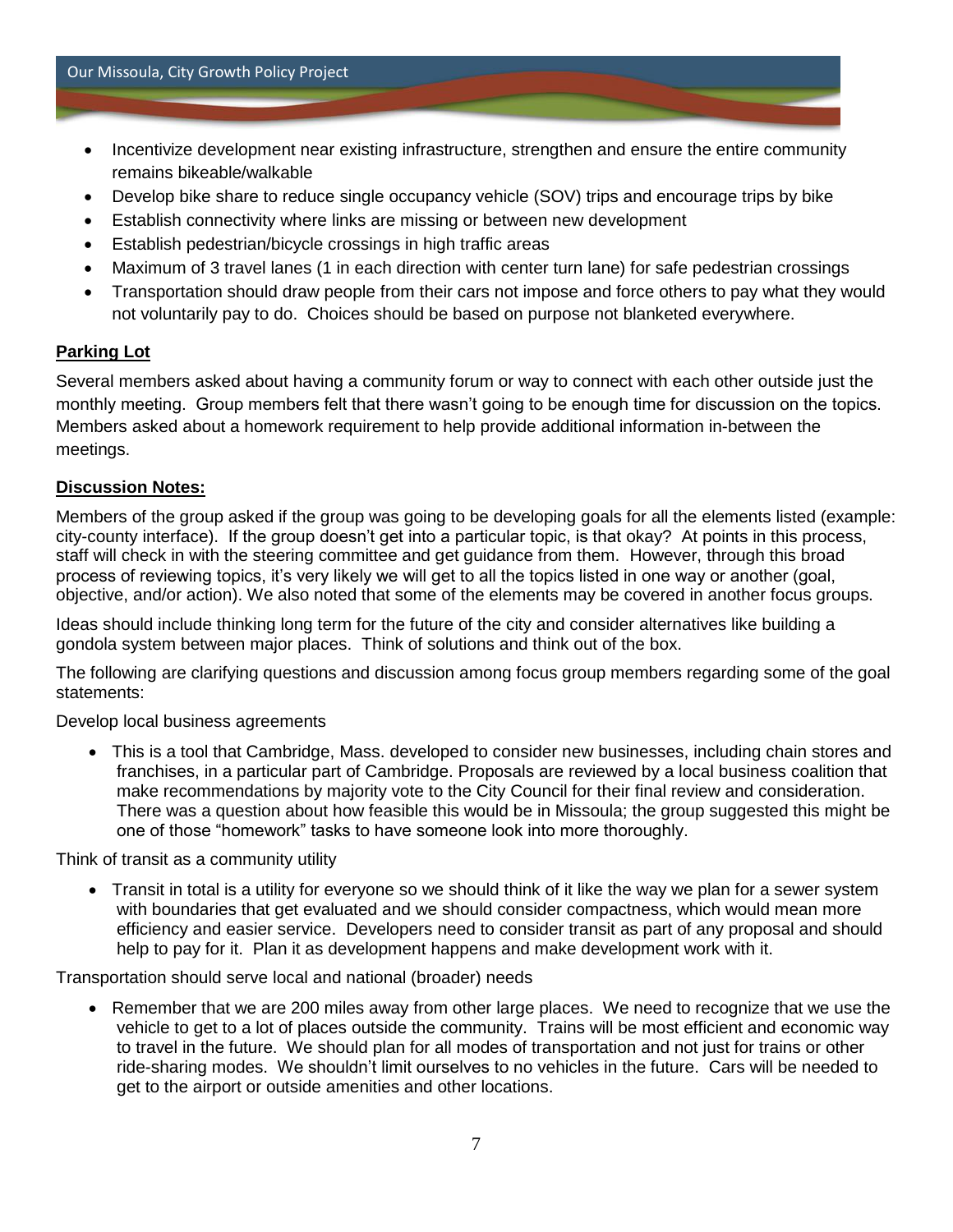- Incentivize development near existing infrastructure, strengthen and ensure the entire community remains bikeable/walkable
- Develop bike share to reduce single occupancy vehicle (SOV) trips and encourage trips by bike
- Establish connectivity where links are missing or between new development
- Establish pedestrian/bicycle crossings in high traffic areas
- Maximum of 3 travel lanes (1 in each direction with center turn lane) for safe pedestrian crossings
- Transportation should draw people from their cars not impose and force others to pay what they would not voluntarily pay to do. Choices should be based on purpose not blanketed everywhere.

**Parking Lot**

Several members asked about having a community forum or way to connect with each other outside just the monthly meeting. Group members felt that there wasn't going to be enough time for discussion on the topics. Members asked about a homework requirement to help provide additional information in-between the meetings.

**Discussion Notes:**

Members of the group asked if the group was going to be developing goals for all the elements listed (example: city-county interface). If the group doesn't get into a particular topic, is that okay? At points in this process, staff will check in with the steering committee and get guidance from them. However, through this broad process of reviewing topics, it's very likely we will get to all the topics listed in one way or another (goal, objective, and/or action). We also noted that some of the elements may be covered in another focus groups.

Ideas should include thinking long term for the future of the city and consider alternatives like building a gondola system between major places. Think of solutions and think out of the box.

The following are clarifying questions and discussion among focus group members regarding some of the goal statements:

Develop local business agreements

- This is a tool that Cambridge, Mass. developed to consider new businesses, including chain stores and franchises, in a particular part of Cambridge. Proposals are reviewed by a local business coalition that make recommendations by majority vote to the City Council for their final review and consideration. There was a question about how feasible this would be in Missoula; the group suggested this might be one of those "homework" tasks to have someone look into more thoroughly.

Think of transit as a community utility

- Transit in total is a utility for everyone so we should think of it like the way we plan for a sewer system with boundaries that get evaluated and we should consider compactness, which would mean more efficiency and easier service. Developers need to consider transit as part of any proposal and should help to pay for it. Plan it as development happens and make development work with it.

Transportation should serve local and national (broader) needs

- Remember that we are 200 miles away from other large places. We need to recognize that we use the vehicle to get to a lot of places outside the community. Trains will be most efficient and economic way to travel in the future. We should plan for all modes of transportation and not just for trains or other ride-sharing modes. We shouldn't limit ourselves to no vehicles in the future. Cars will be needed to get to the airport or outside amenities and other locations.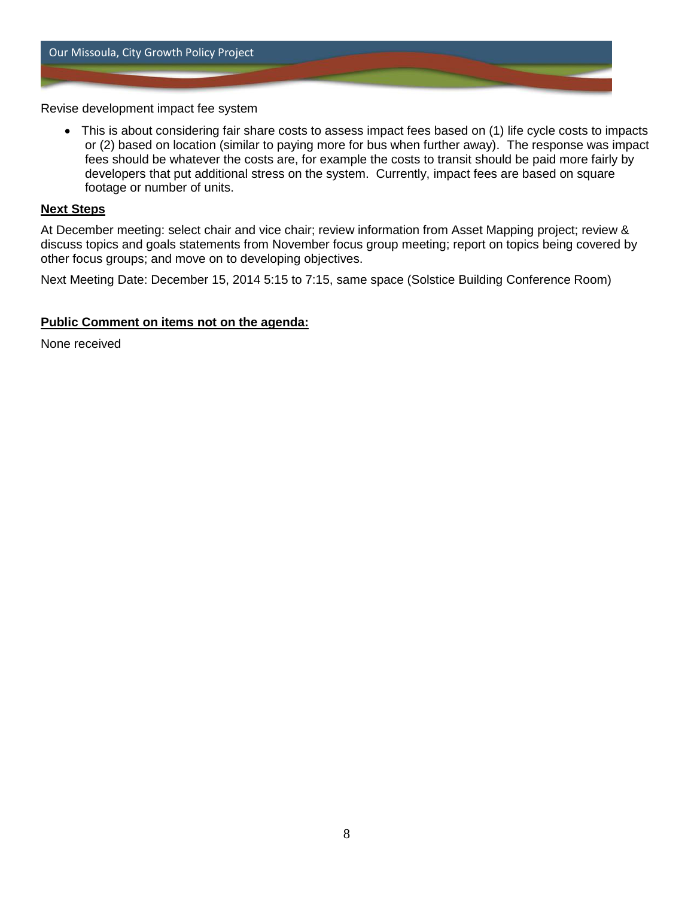Revise development impact fee system

- This is about considering fair share costs to assess impact fees based on (1) life cycle costs to impacts or (2) based on location (similar to paying more for bus when further away). The response was impact fees should be whatever the costs are, for example the costs to transit should be paid more fairly by developers that put additional stress on the system. Currently, impact fees are based on square footage or number of units.

**Next Steps**

At December meeting: select chair and vice chair; review information from Asset Mapping project; review & discuss topics and goals statements from November focus group meeting; report on topics being covered by other focus groups; and move on to developing objectives.

Next Meeting Date: December 15, 2014 5:15 to 7:15, same space (Solstice Building Conference Room)

**Public Comment on items not on the agenda:**

None received